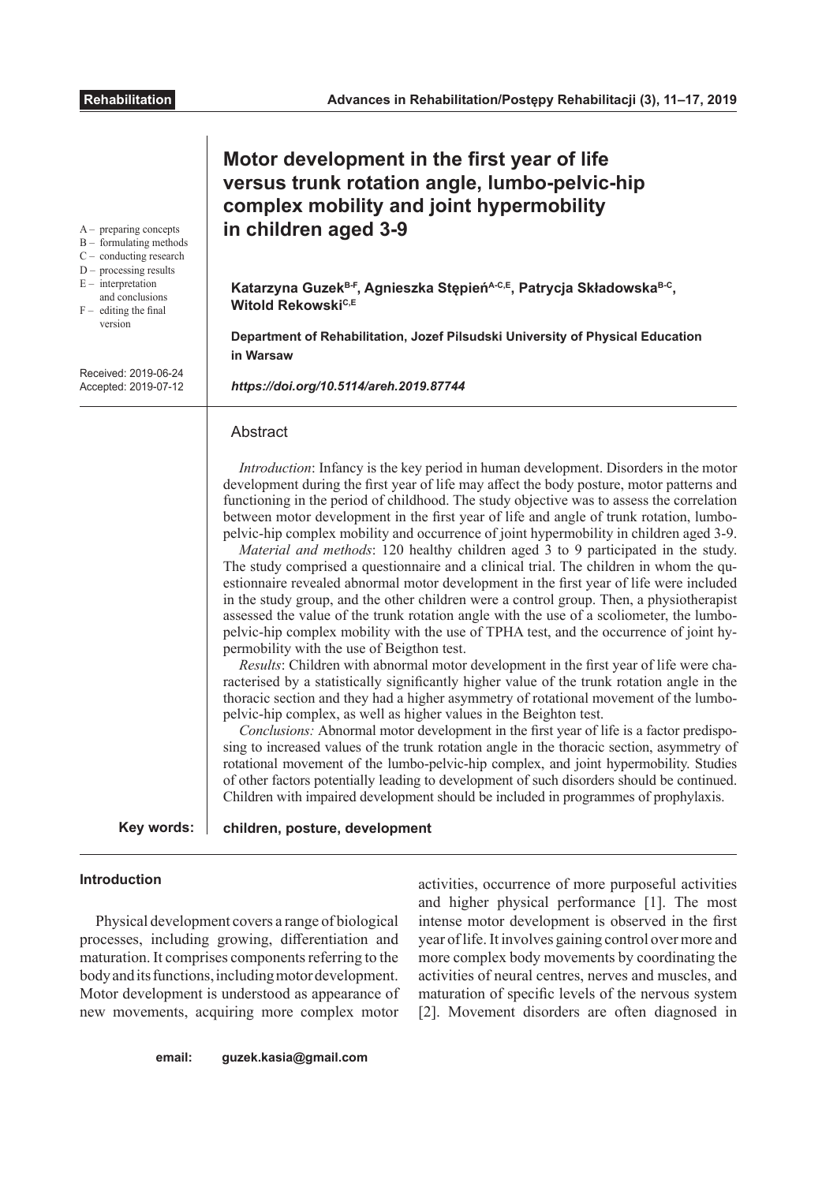# Motor development in the first year of life versus trunk rotation angle, lumbo-pelvic-hip complex mobility and joint hypermobility in children aged 3-9

A – preparing concepts
B – formulating methods
C – conducting research
D – processing results
E – interpretation and conclusions
F – editing the final version

**Katarzyna Guzek[B-F], Agnieszka Stępień[A-C,E], Patrycja Składowska[B-C], Witold Rekowski[C,E]**

**Department of Rehabilitation, Jozef Pilsudski University of Physical Education in Warsaw**

Received: 2019-06-24
Accepted: 2019-07-12

***https://doi.org/10.5114/areh.2019.87744***

## Abstract

*Introduction*: Infancy is the key period in human development. Disorders in the motor development during the first year of life may affect the body posture, motor patterns and functioning in the period of childhood. The study objective was to assess the correlation between motor development in the first year of life and angle of trunk rotation, lumbo-pelvic-hip complex mobility and occurrence of joint hypermobility in children aged 3-9.

*Material and methods*: 120 healthy children aged 3 to 9 participated in the study. The study comprised a questionnaire and a clinical trial. The children in whom the questionnaire revealed abnormal motor development in the first year of life were included in the study group, and the other children were a control group. Then, a physiotherapist assessed the value of the trunk rotation angle with the use of a scoliometer, the lumbo-pelvic-hip complex mobility with the use of TPHA test, and the occurrence of joint hypermobility with the use of Beigthon test.

*Results*: Children with abnormal motor development in the first year of life were characterised by a statistically significantly higher value of the trunk rotation angle in the thoracic section and they had a higher asymmetry of rotational movement of the lumbo-pelvic-hip complex, as well as higher values in the Beighton test.

*Conclusions:* Abnormal motor development in the first year of life is a factor predisposing to increased values of the trunk rotation angle in the thoracic section, asymmetry of rotational movement of the lumbo-pelvic-hip complex, and joint hypermobility. Studies of other factors potentially leading to development of such disorders should be continued. Children with impaired development should be included in programmes of prophylaxis.

**Key words:** **children, posture, development**

### Introduction

Physical development covers a range of biological processes, including growing, differentiation and maturation. It comprises components referring to the body and its functions, including motor development. Motor development is understood as appearance of new movements, acquiring more complex motor activities, occurrence of more purposeful activities and higher physical performance [1]. The most intense motor development is observed in the first year of life. It involves gaining control over more and more complex body movements by coordinating the activities of neural centres, nerves and muscles, and maturation of specific levels of the nervous system [2]. Movement disorders are often diagnosed in

**email:** **guzek.kasia@gmail.com**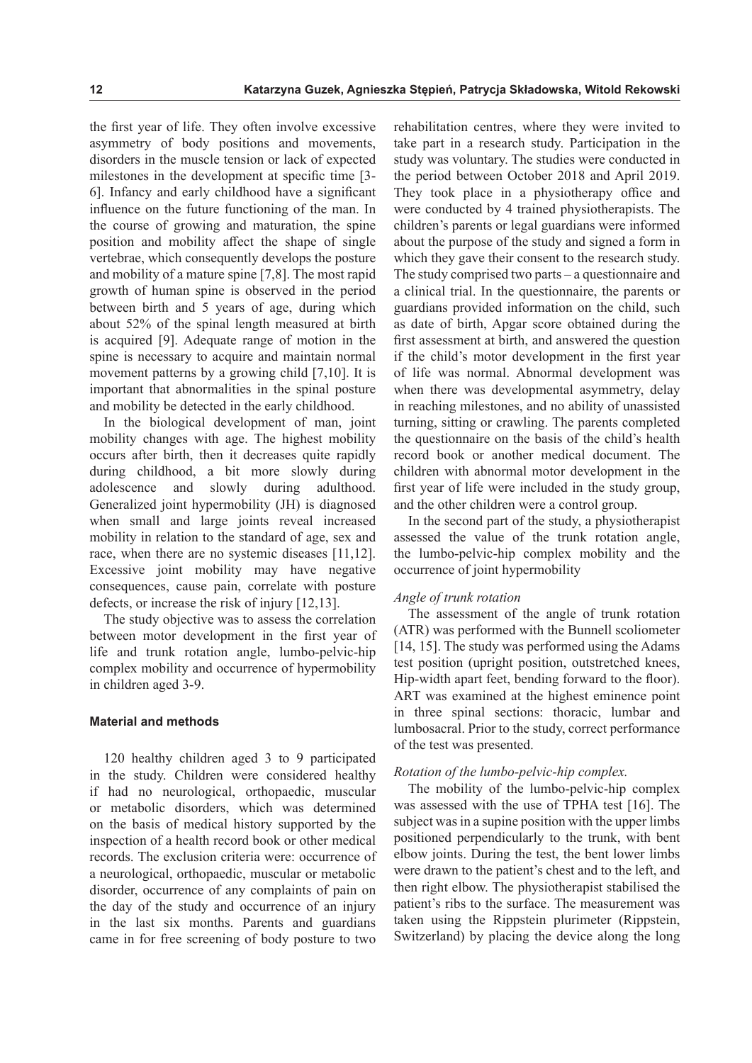the first year of life. They often involve excessive asymmetry of body positions and movements, disorders in the muscle tension or lack of expected milestones in the development at specific time [3-6]. Infancy and early childhood have a significant influence on the future functioning of the man. In the course of growing and maturation, the spine position and mobility affect the shape of single vertebrae, which consequently develops the posture and mobility of a mature spine [7,8]. The most rapid growth of human spine is observed in the period between birth and 5 years of age, during which about 52% of the spinal length measured at birth is acquired [9]. Adequate range of motion in the spine is necessary to acquire and maintain normal movement patterns by a growing child [7,10]. It is important that abnormalities in the spinal posture and mobility be detected in the early childhood.

In the biological development of man, joint mobility changes with age. The highest mobility occurs after birth, then it decreases quite rapidly during childhood, a bit more slowly during adolescence and slowly during adulthood. Generalized joint hypermobility (JH) is diagnosed when small and large joints reveal increased mobility in relation to the standard of age, sex and race, when there are no systemic diseases [11,12]. Excessive joint mobility may have negative consequences, cause pain, correlate with posture defects, or increase the risk of injury [12,13].

The study objective was to assess the correlation between motor development in the first year of life and trunk rotation angle, lumbo-pelvic-hip complex mobility and occurrence of hypermobility in children aged 3-9.

**Material and methods**

120 healthy children aged 3 to 9 participated in the study. Children were considered healthy if had no neurological, orthopaedic, muscular or metabolic disorders, which was determined on the basis of medical history supported by the inspection of a health record book or other medical records. The exclusion criteria were: occurrence of a neurological, orthopaedic, muscular or metabolic disorder, occurrence of any complaints of pain on the day of the study and occurrence of an injury in the last six months. Parents and guardians came in for free screening of body posture to two rehabilitation centres, where they were invited to take part in a research study. Participation in the study was voluntary. The studies were conducted in the period between October 2018 and April 2019. They took place in a physiotherapy office and were conducted by 4 trained physiotherapists. The children's parents or legal guardians were informed about the purpose of the study and signed a form in which they gave their consent to the research study. The study comprised two parts – a questionnaire and a clinical trial. In the questionnaire, the parents or guardians provided information on the child, such as date of birth, Apgar score obtained during the first assessment at birth, and answered the question if the child's motor development in the first year of life was normal. Abnormal development was when there was developmental asymmetry, delay in reaching milestones, and no ability of unassisted turning, sitting or crawling. The parents completed the questionnaire on the basis of the child's health record book or another medical document. The children with abnormal motor development in the first year of life were included in the study group, and the other children were a control group.

In the second part of the study, a physiotherapist assessed the value of the trunk rotation angle, the lumbo-pelvic-hip complex mobility and the occurrence of joint hypermobility

*Angle of trunk rotation*

The assessment of the angle of trunk rotation (ATR) was performed with the Bunnell scoliometer [14, 15]. The study was performed using the Adams test position (upright position, outstretched knees, Hip-width apart feet, bending forward to the floor). ART was examined at the highest eminence point in three spinal sections: thoracic, lumbar and lumbosacral. Prior to the study, correct performance of the test was presented.

*Rotation of the lumbo-pelvic-hip complex.*

The mobility of the lumbo-pelvic-hip complex was assessed with the use of TPHA test [16]. The subject was in a supine position with the upper limbs positioned perpendicularly to the trunk, with bent elbow joints. During the test, the bent lower limbs were drawn to the patient's chest and to the left, and then right elbow. The physiotherapist stabilised the patient's ribs to the surface. The measurement was taken using the Rippstein plurimeter (Rippstein, Switzerland) by placing the device along the long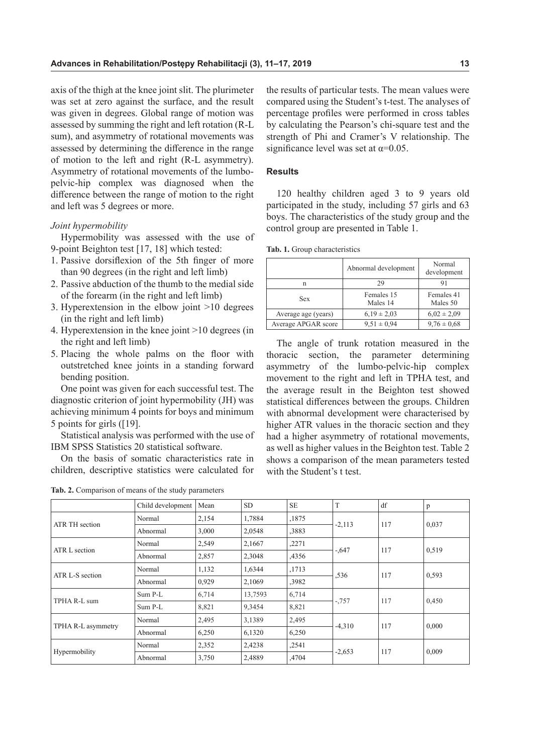axis of the thigh at the knee joint slit. The plurimeter was set at zero against the surface, and the result was given in degrees. Global range of motion was assessed by summing the right and left rotation (R-L sum), and asymmetry of rotational movements was assessed by determining the difference in the range of motion to the left and right (R-L asymmetry). Asymmetry of rotational movements of the lumbo-pelvic-hip complex was diagnosed when the difference between the range of motion to the right and left was 5 degrees or more.

*Joint hypermobility*

Hypermobility was assessed with the use of 9-point Beighton test [17, 18] which tested:

1. Passive dorsiflexion of the 5th finger of more than 90 degrees (in the right and left limb)
2. Passive abduction of the thumb to the medial side of the forearm (in the right and left limb)
3. Hyperextension in the elbow joint >10 degrees (in the right and left limb)
4. Hyperextension in the knee joint >10 degrees (in the right and left limb)
5. Placing the whole palms on the floor with outstretched knee joints in a standing forward bending position.

One point was given for each successful test. The diagnostic criterion of joint hypermobility (JH) was achieving minimum 4 points for boys and minimum 5 points for girls ([19].

Statistical analysis was performed with the use of IBM SPSS Statistics 20 statistical software.

On the basis of somatic characteristics rate in children, descriptive statistics were calculated for the results of particular tests. The mean values were compared using the Student's t-test. The analyses of percentage profiles were performed in cross tables by calculating the Pearson's chi-square test and the strength of Phi and Cramer's V relationship. The significance level was set at $\alpha$=0.05.

## Results

120 healthy children aged 3 to 9 years old participated in the study, including 57 girls and 63 boys. The characteristics of the study group and the control group are presented in Table 1.

**Tab. 1.** Group characteristics

| | Abnormal development | Normal development |
|---|---|---|
| n | 29 | 91 |
| Sex | Females 15 Males 14 | Females 41 Males 50 |
| Average age (years) | 6,19 ± 2,03 | 6,02 ± 2,09 |
| Average APGAR score | 9,51 ± 0,94 | 9,76 ± 0,68 |

The angle of trunk rotation measured in the thoracic section, the parameter determining asymmetry of the lumbo-pelvic-hip complex movement to the right and left in TPHA test, and the average result in the Beighton test showed statistical differences between the groups. Children with abnormal development were characterised by higher ATR values in the thoracic section and they had a higher asymmetry of rotational movements, as well as higher values in the Beighton test. Table 2 shows a comparison of the mean parameters tested with the Student's t test.

**Tab. 2.** Comparison of means of the study parameters

| | Child development | Mean | SD | SE | T | df | p |
|---|---|---|---|---|---|---|---|
| ATR TH section | Normal | 2,154 | 1,7884 | ,1875 | -2,113 | 117 | 0,037 |
| | Abnormal | 3,000 | 2,0548 | ,3883 | | | |
| ATR L section | Normal | 2,549 | 2,1667 | ,2271 | -,647 | 117 | 0,519 |
| | Abnormal | 2,857 | 2,3048 | ,4356 | | | |
| ATR L-S section | Normal | 1,132 | 1,6344 | ,1713 | ,536 | 117 | 0,593 |
| | Abnormal | 0,929 | 2,1069 | ,3982 | | | |
| TPHA R-L sum | Sum P-L | 6,714 | 13,7593 | 6,714 | -,757 | 117 | 0,450 |
| | Sum P-L | 8,821 | 9,3454 | 8,821 | | | |
| TPHA R-L asymmetry | Normal | 2,495 | 3,1389 | 2,495 | -4,310 | 117 | 0,000 |
| | Abnormal | 6,250 | 6,1320 | 6,250 | | | |
| Hypermobility | Normal | 2,352 | 2,4238 | ,2541 | -2,653 | 117 | 0,009 |
| | Abnormal | 3,750 | 2,4889 | ,4704 | | | |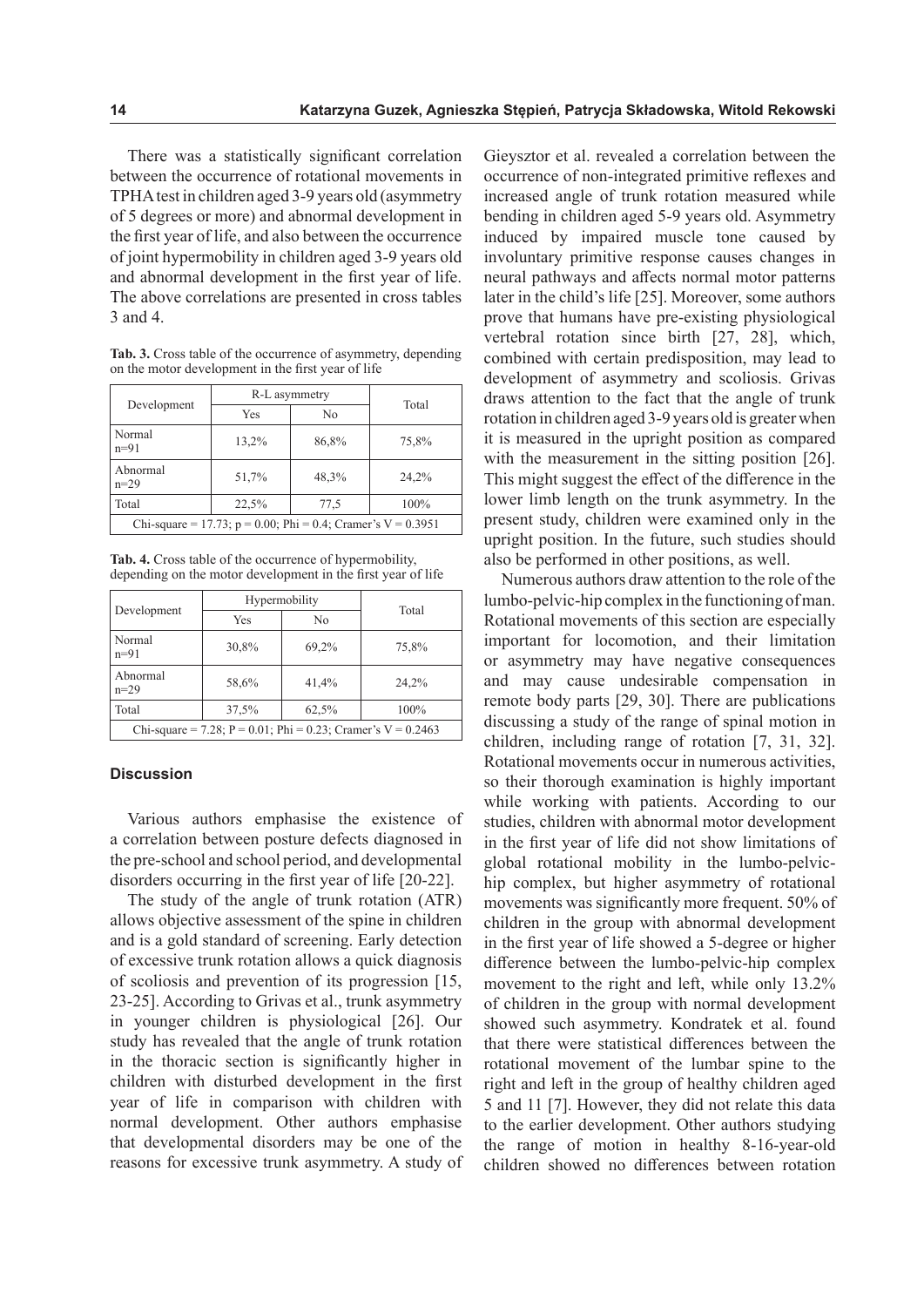There was a statistically significant correlation between the occurrence of rotational movements in TPHA test in children aged 3-9 years old (asymmetry of 5 degrees or more) and abnormal development in the first year of life, and also between the occurrence of joint hypermobility in children aged 3-9 years old and abnormal development in the first year of life. The above correlations are presented in cross tables 3 and 4.

**Tab. 3.** Cross table of the occurrence of asymmetry, depending on the motor development in the first year of life

| Development | R-L asymmetry | | Total |
|---|---|---|---|
| | Yes | No | |
| Normal n=91 | 13,2% | 86,8% | 75,8% |
| Abnormal n=29 | 51,7% | 48,3% | 24,2% |
| Total | 22,5% | 77,5 | 100% |
| Chi-square = 17.73; p = 0.00; Phi = 0.4; Cramer's V = 0.3951 | | | |

**Tab. 4.** Cross table of the occurrence of hypermobility, depending on the motor development in the first year of life

| Development | Hypermobility | | Total |
|---|---|---|---|
| | Yes | No | |
| Normal n=91 | 30,8% | 69,2% | 75,8% |
| Abnormal n=29 | 58,6% | 41,4% | 24,2% |
| Total | 37,5% | 62,5% | 100% |
| Chi-square = 7.28; P = 0.01; Phi = 0.23; Cramer's V = 0.2463 | | | |

## Discussion

Various authors emphasise the existence of a correlation between posture defects diagnosed in the pre-school and school period, and developmental disorders occurring in the first year of life [20-22].

The study of the angle of trunk rotation (ATR) allows objective assessment of the spine in children and is a gold standard of screening. Early detection of excessive trunk rotation allows a quick diagnosis of scoliosis and prevention of its progression [15, 23-25]. According to Grivas et al., trunk asymmetry in younger children is physiological [26]. Our study has revealed that the angle of trunk rotation in the thoracic section is significantly higher in children with disturbed development in the first year of life in comparison with children with normal development. Other authors emphasise that developmental disorders may be one of the reasons for excessive trunk asymmetry. A study of Gieysztor et al. revealed a correlation between the occurrence of non-integrated primitive reflexes and increased angle of trunk rotation measured while bending in children aged 5-9 years old. Asymmetry induced by impaired muscle tone caused by involuntary primitive response causes changes in neural pathways and affects normal motor patterns later in the child's life [25]. Moreover, some authors prove that humans have pre-existing physiological vertebral rotation since birth [27, 28], which, combined with certain predisposition, may lead to development of asymmetry and scoliosis. Grivas draws attention to the fact that the angle of trunk rotation in children aged 3-9 years old is greater when it is measured in the upright position as compared with the measurement in the sitting position [26]. This might suggest the effect of the difference in the lower limb length on the trunk asymmetry. In the present study, children were examined only in the upright position. In the future, such studies should also be performed in other positions, as well.

Numerous authors draw attention to the role of the lumbo-pelvic-hip complex in the functioning of man. Rotational movements of this section are especially important for locomotion, and their limitation or asymmetry may have negative consequences and may cause undesirable compensation in remote body parts [29, 30]. There are publications discussing a study of the range of spinal motion in children, including range of rotation [7, 31, 32]. Rotational movements occur in numerous activities, so their thorough examination is highly important while working with patients. According to our studies, children with abnormal motor development in the first year of life did not show limitations of global rotational mobility in the lumbo-pelvic-hip complex, but higher asymmetry of rotational movements was significantly more frequent. 50% of children in the group with abnormal development in the first year of life showed a 5-degree or higher difference between the lumbo-pelvic-hip complex movement to the right and left, while only 13.2% of children in the group with normal development showed such asymmetry. Kondratek et al. found that there were statistical differences between the rotational movement of the lumbar spine to the right and left in the group of healthy children aged 5 and 11 [7]. However, they did not relate this data to the earlier development. Other authors studying the range of motion in healthy 8-16-year-old children showed no differences between rotation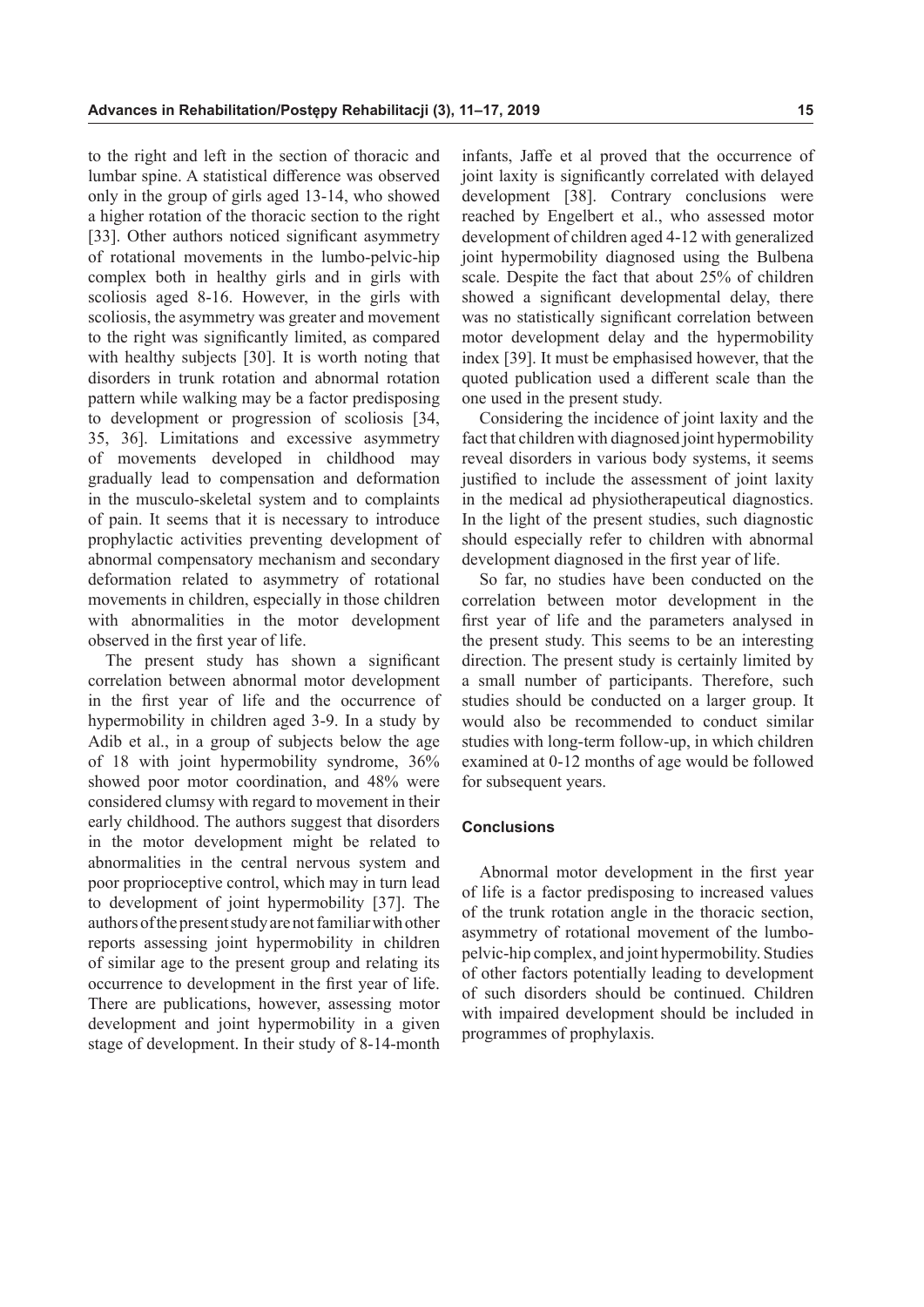to the right and left in the section of thoracic and lumbar spine. A statistical difference was observed only in the group of girls aged 13-14, who showed a higher rotation of the thoracic section to the right [33]. Other authors noticed significant asymmetry of rotational movements in the lumbo-pelvic-hip complex both in healthy girls and in girls with scoliosis aged 8-16. However, in the girls with scoliosis, the asymmetry was greater and movement to the right was significantly limited, as compared with healthy subjects [30]. It is worth noting that disorders in trunk rotation and abnormal rotation pattern while walking may be a factor predisposing to development or progression of scoliosis [34, 35, 36]. Limitations and excessive asymmetry of movements developed in childhood may gradually lead to compensation and deformation in the musculo-skeletal system and to complaints of pain. It seems that it is necessary to introduce prophylactic activities preventing development of abnormal compensatory mechanism and secondary deformation related to asymmetry of rotational movements in children, especially in those children with abnormalities in the motor development observed in the first year of life.

The present study has shown a significant correlation between abnormal motor development in the first year of life and the occurrence of hypermobility in children aged 3-9. In a study by Adib et al., in a group of subjects below the age of 18 with joint hypermobility syndrome, 36% showed poor motor coordination, and 48% were considered clumsy with regard to movement in their early childhood. The authors suggest that disorders in the motor development might be related to abnormalities in the central nervous system and poor proprioceptive control, which may in turn lead to development of joint hypermobility [37]. The authors of the present study are not familiar with other reports assessing joint hypermobility in children of similar age to the present group and relating its occurrence to development in the first year of life. There are publications, however, assessing motor development and joint hypermobility in a given stage of development. In their study of 8-14-month infants, Jaffe et al proved that the occurrence of joint laxity is significantly correlated with delayed development [38]. Contrary conclusions were reached by Engelbert et al., who assessed motor development of children aged 4-12 with generalized joint hypermobility diagnosed using the Bulbena scale. Despite the fact that about 25% of children showed a significant developmental delay, there was no statistically significant correlation between motor development delay and the hypermobility index [39]. It must be emphasised however, that the quoted publication used a different scale than the one used in the present study.

Considering the incidence of joint laxity and the fact that children with diagnosed joint hypermobility reveal disorders in various body systems, it seems justified to include the assessment of joint laxity in the medical ad physiotherapeutical diagnostics. In the light of the present studies, such diagnostic should especially refer to children with abnormal development diagnosed in the first year of life.

So far, no studies have been conducted on the correlation between motor development in the first year of life and the parameters analysed in the present study. This seems to be an interesting direction. The present study is certainly limited by a small number of participants. Therefore, such studies should be conducted on a larger group. It would also be recommended to conduct similar studies with long-term follow-up, in which children examined at 0-12 months of age would be followed for subsequent years.

#### Conclusions

Abnormal motor development in the first year of life is a factor predisposing to increased values of the trunk rotation angle in the thoracic section, asymmetry of rotational movement of the lumbo-pelvic-hip complex, and joint hypermobility. Studies of other factors potentially leading to development of such disorders should be continued. Children with impaired development should be included in programmes of prophylaxis.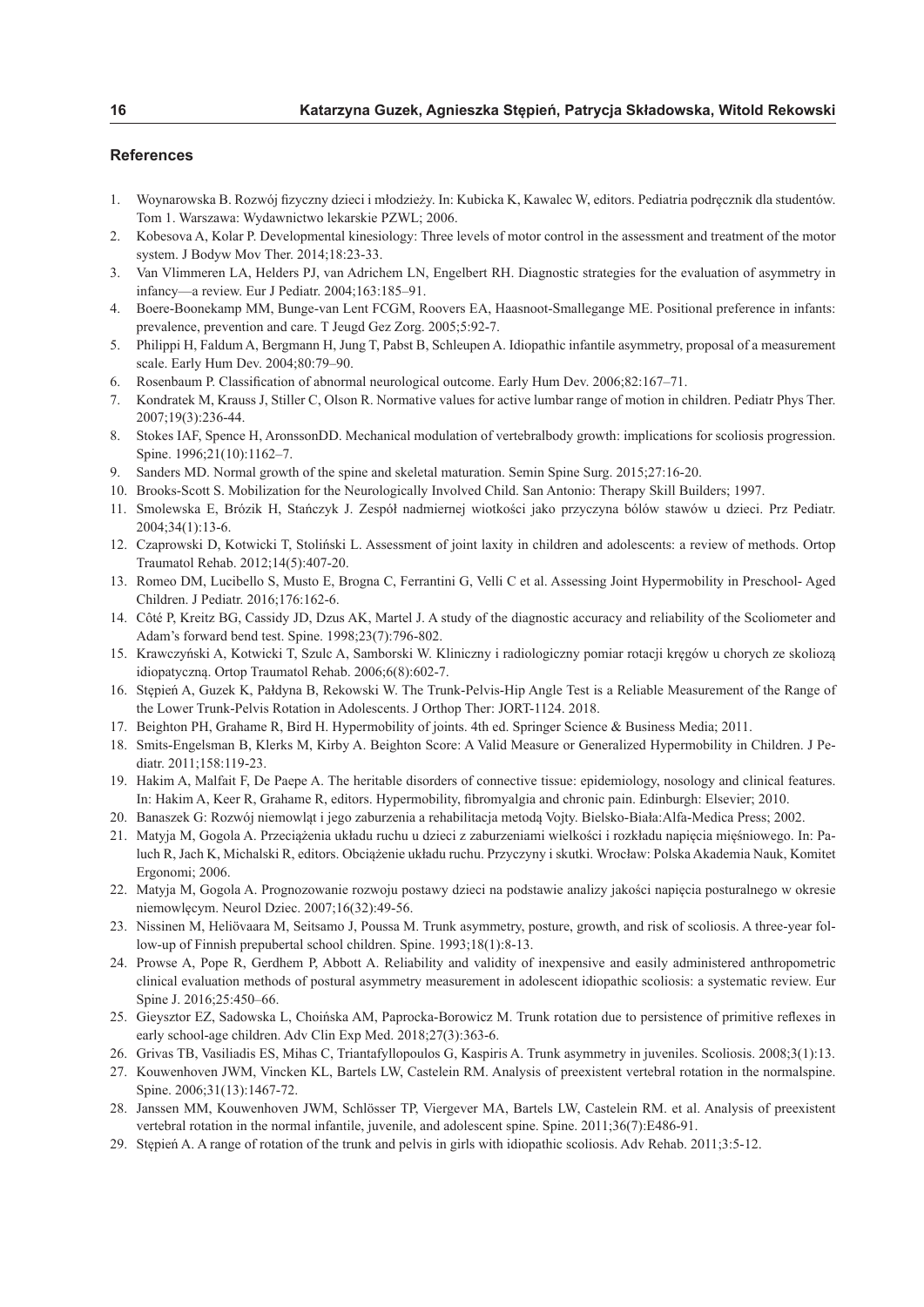## References

1. Woynarowska B. Rozwój fizyczny dzieci i młodzieży. In: Kubicka K, Kawalec W, editors. Pediatria podręcznik dla studentów. Tom 1. Warszawa: Wydawnictwo lekarskie PZWL; 2006.
2. Kobesova A, Kolar P. Developmental kinesiology: Three levels of motor control in the assessment and treatment of the motor system. J Bodyw Mov Ther. 2014;18:23-33.
3. Van Vlimmeren LA, Helders PJ, van Adrichem LN, Engelbert RH. Diagnostic strategies for the evaluation of asymmetry in infancy—a review. Eur J Pediatr. 2004;163:185–91.
4. Boere-Boonekamp MM, Bunge-van Lent FCGM, Roovers EA, Haasnoot-Smallegange ME. Positional preference in infants: prevalence, prevention and care. T Jeugd Gez Zorg. 2005;5:92-7.
5. Philippi H, Faldum A, Bergmann H, Jung T, Pabst B, Schleupen A. Idiopathic infantile asymmetry, proposal of a measurement scale. Early Hum Dev. 2004;80:79–90.
6. Rosenbaum P. Classification of abnormal neurological outcome. Early Hum Dev. 2006;82:167–71.
7. Kondratek M, Krauss J, Stiller C, Olson R. Normative values for active lumbar range of motion in children. Pediatr Phys Ther. 2007;19(3):236-44.
8. Stokes IAF, Spence H, AronssonDD. Mechanical modulation of vertebralbody growth: implications for scoliosis progression. Spine. 1996;21(10):1162–7.
9. Sanders MD. Normal growth of the spine and skeletal maturation. Semin Spine Surg. 2015;27:16-20.
10. Brooks-Scott S. Mobilization for the Neurologically Involved Child. San Antonio: Therapy Skill Builders; 1997.
11. Smolewska E, Brózik H, Stańczyk J. Zespół nadmiernej wiotkości jako przyczyna bólów stawów u dzieci. Prz Pediatr. 2004;34(1):13-6.
12. Czaprowski D, Kotwicki T, Stoliński L. Assessment of joint laxity in children and adolescents: a review of methods. Ortop Traumatol Rehab. 2012;14(5):407-20.
13. Romeo DM, Lucibello S, Musto E, Brogna C, Ferrantini G, Velli C et al. Assessing Joint Hypermobility in Preschool- Aged Children. J Pediatr. 2016;176:162-6.
14. Côté P, Kreitz BG, Cassidy JD, Dzus AK, Martel J. A study of the diagnostic accuracy and reliability of the Scoliometer and Adam's forward bend test. Spine. 1998;23(7):796-802.
15. Krawczyński A, Kotwicki T, Szulc A, Samborski W. Kliniczny i radiologiczny pomiar rotacji kręgów u chorych ze skoliozą idiopatyczną. Ortop Traumatol Rehab. 2006;6(8):602-7.
16. Stępień A, Guzek K, Pałdyna B, Rekowski W. The Trunk-Pelvis-Hip Angle Test is a Reliable Measurement of the Range of the Lower Trunk-Pelvis Rotation in Adolescents. J Orthop Ther: JORT-1124. 2018.
17. Beighton PH, Grahame R, Bird H. Hypermobility of joints. 4th ed. Springer Science & Business Media; 2011.
18. Smits-Engelsman B, Klerks M, Kirby A. Beighton Score: A Valid Measure or Generalized Hypermobility in Children. J Pediatr. 2011;158:119-23.
19. Hakim A, Malfait F, De Paepe A. The heritable disorders of connective tissue: epidemiology, nosology and clinical features. In: Hakim A, Keer R, Grahame R, editors. Hypermobility, fibromyalgia and chronic pain. Edinburgh: Elsevier; 2010.
20. Banaszek G: Rozwój niemowląt i jego zaburzenia a rehabilitacja metodą Vojty. Bielsko-Biała:Alfa-Medica Press; 2002.
21. Matyja M, Gogola A. Przeciążenia układu ruchu u dzieci z zaburzeniami wielkości i rozkładu napięcia mięśniowego. In: Paluch R, Jach K, Michalski R, editors. Obciążenie układu ruchu. Przyczyny i skutki. Wrocław: Polska Akademia Nauk, Komitet Ergonomi; 2006.
22. Matyja M, Gogola A. Prognozowanie rozwoju postawy dzieci na podstawie analizy jakości napięcia posturalnego w okresie niemowlęcym. Neurol Dziec. 2007;16(32):49-56.
23. Nissinen M, Heliövaara M, Seitsamo J, Poussa M. Trunk asymmetry, posture, growth, and risk of scoliosis. A three-year follow-up of Finnish prepubertal school children. Spine. 1993;18(1):8-13.
24. Prowse A, Pope R, Gerdhem P, Abbott A. Reliability and validity of inexpensive and easily administered anthropometric clinical evaluation methods of postural asymmetry measurement in adolescent idiopathic scoliosis: a systematic review. Eur Spine J. 2016;25:450–66.
25. Gieysztor EZ, Sadowska L, Choińska AM, Paprocka-Borowicz M. Trunk rotation due to persistence of primitive reflexes in early school-age children. Adv Clin Exp Med. 2018;27(3):363-6.
26. Grivas TB, Vasiliadis ES, Mihas C, Triantafyllopoulos G, Kaspiris A. Trunk asymmetry in juveniles. Scoliosis. 2008;3(1):13.
27. Kouwenhoven JWM, Vincken KL, Bartels LW, Castelein RM. Analysis of preexistent vertebral rotation in the normalspine. Spine. 2006;31(13):1467-72.
28. Janssen MM, Kouwenhoven JWM, Schlösser TP, Viergever MA, Bartels LW, Castelein RM. et al. Analysis of preexistent vertebral rotation in the normal infantile, juvenile, and adolescent spine. Spine. 2011;36(7):E486-91.
29. Stępień A. A range of rotation of the trunk and pelvis in girls with idiopathic scoliosis. Adv Rehab. 2011;3:5-12.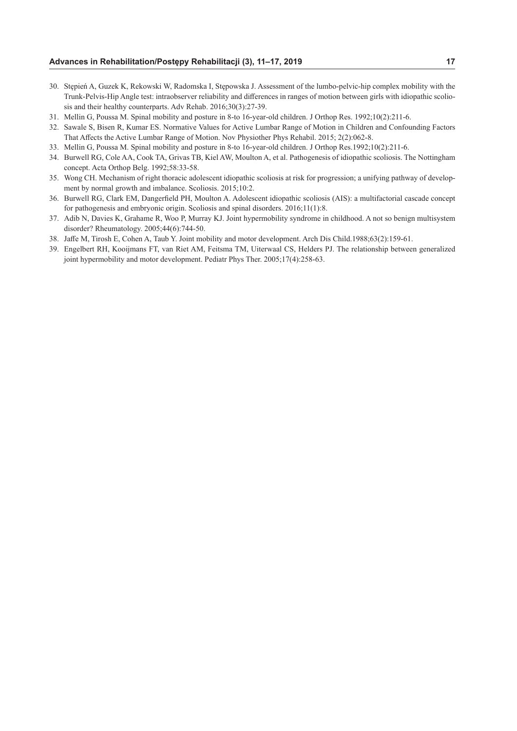30. Stępień A, Guzek K, Rekowski W, Radomska I, Stępowska J. Assessment of the lumbo-pelvic-hip complex mobility with the Trunk-Pelvis-Hip Angle test: intraobserver reliability and differences in ranges of motion between girls with idiopathic scoliosis and their healthy counterparts. Adv Rehab. 2016;30(3):27-39.
31. Mellin G, Poussa M. Spinal mobility and posture in 8-to 16-year-old children. J Orthop Res. 1992;10(2):211-6.
32. Sawale S, Bisen R, Kumar ES. Normative Values for Active Lumbar Range of Motion in Children and Confounding Factors That Affects the Active Lumbar Range of Motion. Nov Physiother Phys Rehabil. 2015; 2(2):062-8.
33. Mellin G, Poussa M. Spinal mobility and posture in 8-to 16-year-old children. J Orthop Res.1992;10(2):211-6.
34. Burwell RG, Cole AA, Cook TA, Grivas TB, Kiel AW, Moulton A, et al. Pathogenesis of idiopathic scoliosis. The Nottingham concept. Acta Orthop Belg. 1992;58:33-58.
35. Wong CH. Mechanism of right thoracic adolescent idiopathic scoliosis at risk for progression; a unifying pathway of development by normal growth and imbalance. Scoliosis. 2015;10:2.
36. Burwell RG, Clark EM, Dangerfield PH, Moulton A. Adolescent idiopathic scoliosis (AIS): a multifactorial cascade concept for pathogenesis and embryonic origin. Scoliosis and spinal disorders. 2016;11(1):8.
37. Adib N, Davies K, Grahame R, Woo P, Murray KJ. Joint hypermobility syndrome in childhood. A not so benign multisystem disorder? Rheumatology. 2005;44(6):744-50.
38. Jaffe M, Tirosh E, Cohen A, Taub Y. Joint mobility and motor development. Arch Dis Child.1988;63(2):159-61.
39. Engelbert RH, Kooijmans FT, van Riet AM, Feitsma TM, Uiterwaal CS, Helders PJ. The relationship between generalized joint hypermobility and motor development. Pediatr Phys Ther. 2005;17(4):258-63.